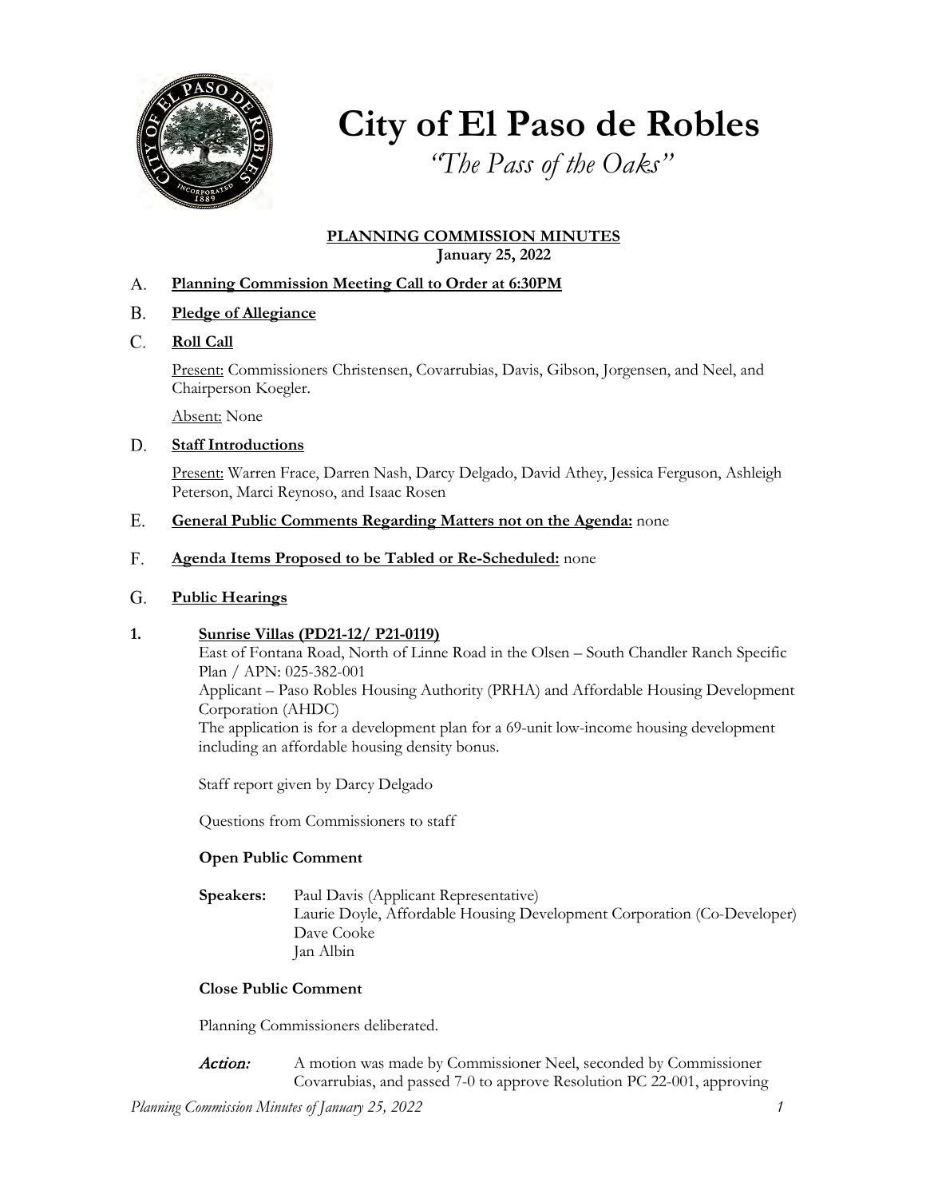# City of El Paso de Robles

*"The Pass of the Oaks"*

## PLANNING COMMISSION MINUTES

**January 25, 2022**

A. **Planning Commission Meeting Call to Order at 6:30PM**

B. **Pledge of Allegiance**

C. **Roll Call**

Present: Commissioners Christensen, Covarrubias, Davis, Gibson, Jorgensen, and Neel, and Chairperson Koegler.

Absent: None

D. **Staff Introductions**

Present: Warren Frace, Darren Nash, Darcy Delgado, David Athey, Jessica Ferguson, Ashleigh Peterson, Marci Reynoso, and Isaac Rosen

E. **General Public Comments Regarding Matters not on the Agenda:** none

F. **Agenda Items Proposed to be Tabled or Re-Scheduled:** none

G. **Public Hearings**

**1. Sunrise Villas (PD21-12/ P21-0119)**

East of Fontana Road, North of Linne Road in the Olsen – South Chandler Ranch Specific Plan / APN: 025-382-001

Applicant – Paso Robles Housing Authority (PRHA) and Affordable Housing Development Corporation (AHDC)

The application is for a development plan for a 69-unit low-income housing development including an affordable housing density bonus.

Staff report given by Darcy Delgado

Questions from Commissioners to staff

**Open Public Comment**

**Speakers:** Paul Davis (Applicant Representative)
Laurie Doyle, Affordable Housing Development Corporation (Co-Developer)
Dave Cooke
Jan Albin

**Close Public Comment**

Planning Commissioners deliberated.

*Action:* A motion was made by Commissioner Neel, seconded by Commissioner Covarrubias, and passed 7-0 to approve Resolution PC 22-001, approving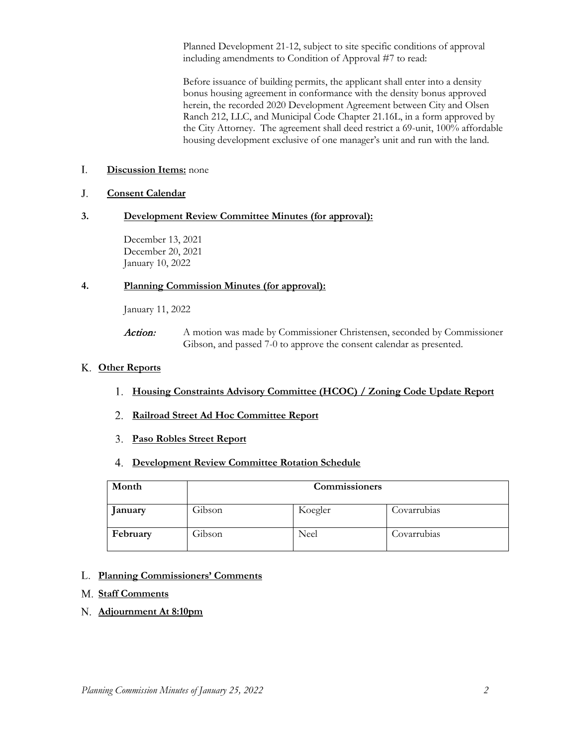Planned Development 21-12, subject to site specific conditions of approval including amendments to Condition of Approval #7 to read:

Before issuance of building permits, the applicant shall enter into a density bonus housing agreement in conformance with the density bonus approved herein, the recorded 2020 Development Agreement between City and Olsen Ranch 212, LLC, and Municipal Code Chapter 21.16L, in a form approved by the City Attorney. The agreement shall deed restrict a 69-unit, 100% affordable housing development exclusive of one manager's unit and run with the land.

## I. **Discussion Items:** none

## J. **Consent Calendar**

### 3. **Development Review Committee Minutes (for approval):**

December 13, 2021
December 20, 2021
January 10, 2022

### 4. **Planning Commission Minutes (for approval):**

January 11, 2022

*Action:* A motion was made by Commissioner Christensen, seconded by Commissioner Gibson, and passed 7-0 to approve the consent calendar as presented.

## K. **Other Reports**

1. **Housing Constraints Advisory Committee (HCOC) / Zoning Code Update Report**
2. **Railroad Street Ad Hoc Committee Report**
3. **Paso Robles Street Report**
4. **Development Review Committee Rotation Schedule**

| Month | Commissioners | | |
|---|---|---|---|
| **January** | Gibson | Koegler | Covarrubias |
| **February** | Gibson | Neel | Covarrubias |

## L. **Planning Commissioners' Comments**

## M. **Staff Comments**

## N. **Adjournment At 8:10pm**